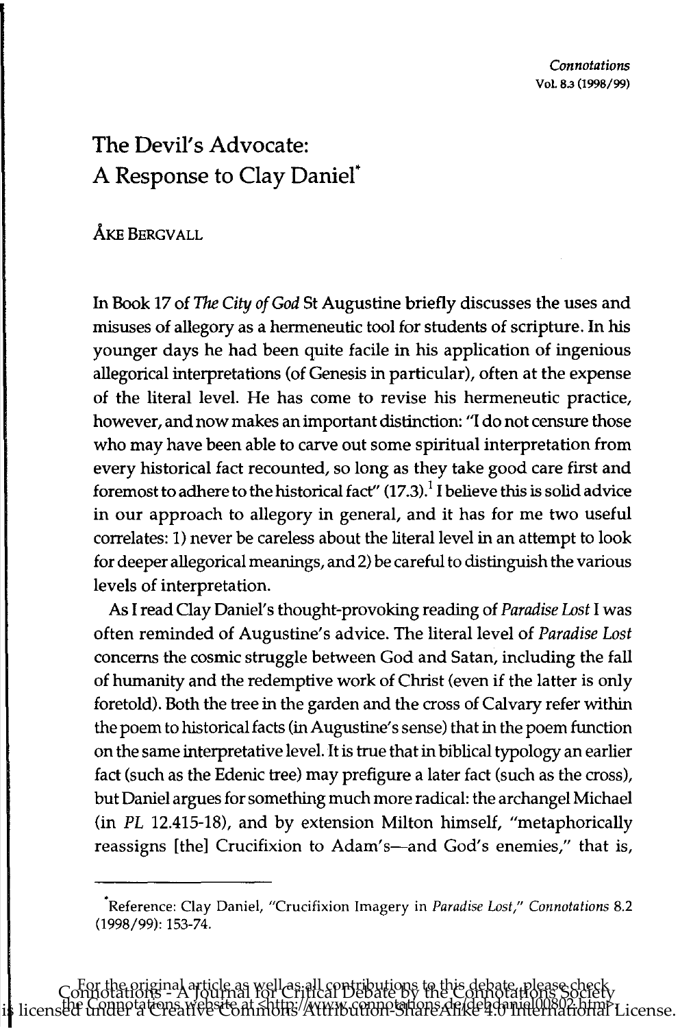# The Devil's Advocate: A Response to Clay Daniel*

ÅKE BERGVALL

In Book 17 of *The City of God* St Augustine briefly discusses the uses and misuses of allegory as a hermeneutic tool for students of scripture. In his younger days he had been quite facile in his application of ingenious allegorical interpretations (of Genesis in particular), often at the expense of the literal level. He has come to revise his hermeneutic practice, however, and now makes an important distinction: "I do not censure those who may have been able to carve out some spiritual interpretation from every historical fact recounted, so long as they take good care first and foremost to adhere to the historical fact" (17.3).[1] I believe this is solid advice in our approach to allegory in general, and it has for me two useful correlates: 1) never be careless about the literal level in an attempt to look for deeper allegorical meanings, and 2) be careful to distinguish the various levels of interpretation.

As I read Clay Daniel's thought-provoking reading of *Paradise Lost* I was often reminded of Augustine's advice. The literal level of *Paradise Lost* concerns the cosmic struggle between God and Satan, including the fall of humanity and the redemptive work of Christ (even if the latter is only foretold). Both the tree in the garden and the cross of Calvary refer within the poem to historical facts (in Augustine's sense) that in the poem function on the same interpretative level. It is true that in biblical typology an earlier fact (such as the Edenic tree) may prefigure a later fact (such as the cross), but Daniel argues for something much more radical: the archangel Michael (in *PL* 12.415-18), and by extension Milton himself, "metaphorically reassigns [the] Crucifixion to Adam's—and God's enemies," that is,

*Reference: Clay Daniel, "Crucifixion Imagery in *Paradise Lost*," *Connotations* 8.2 (1998/99): 153-74.

For the original article as well as all contributions to this debate, please check the Connotations website at <http://www.connotations.de/debdaniel00802.htm>.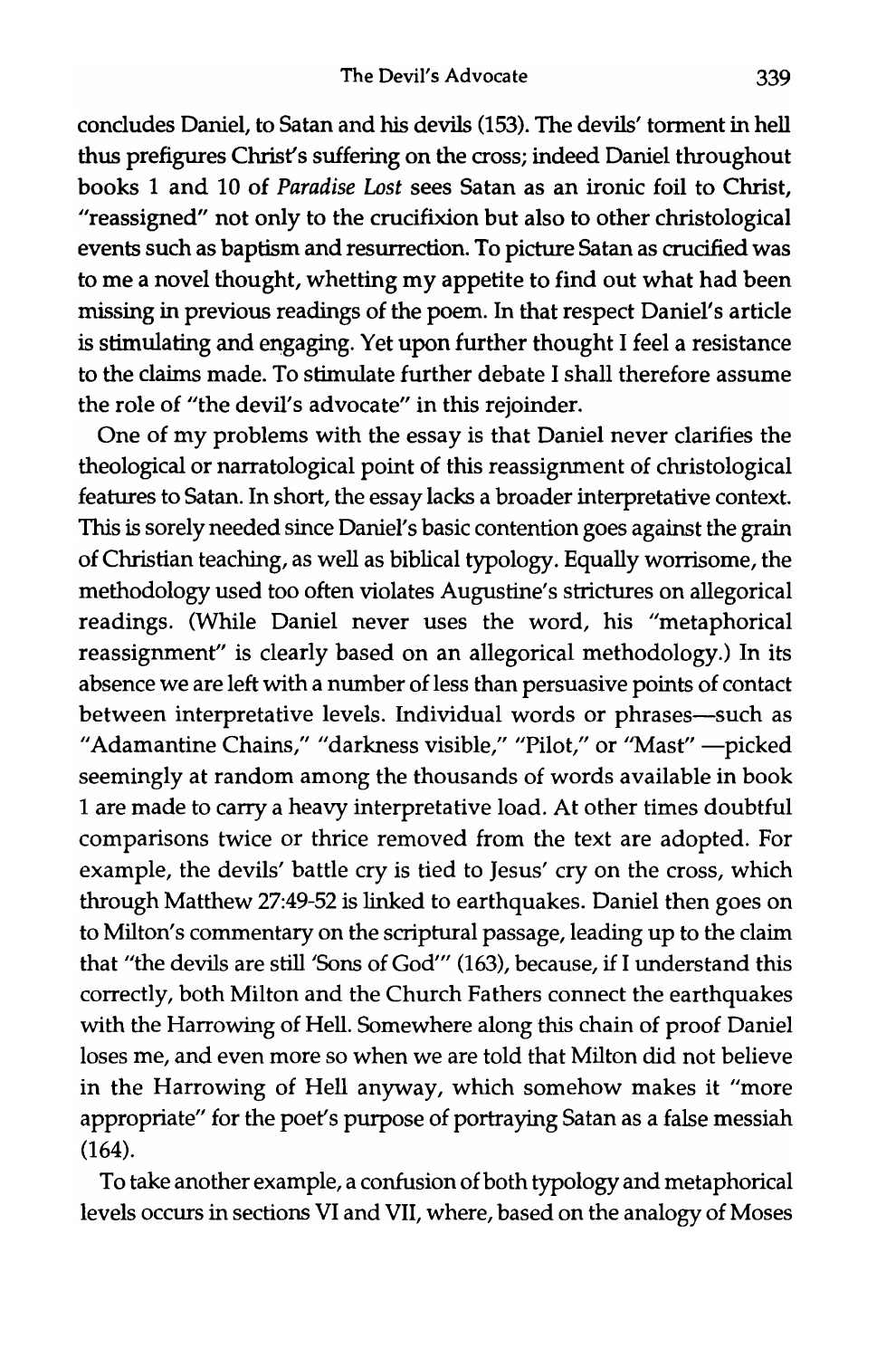concludes Daniel, to Satan and his devils (153). The devils' torment in hell thus prefigures Christ's suffering on the cross; indeed Daniel throughout books 1 and 10 of *Paradise Lost* sees Satan as an ironic foil to Christ, "reassigned" not only to the crucifixion but also to other christological events such as baptism and resurrection. To picture Satan as crucified was to me a novel thought, whetting my appetite to find out what had been missing in previous readings of the poem. In that respect Daniel's article is stimulating and engaging. Yet upon further thought I feel a resistance to the claims made. To stimulate further debate I shall therefore assume the role of "the devil's advocate" in this rejoinder.

One of my problems with the essay is that Daniel never clarifies the theological or narratological point of this reassignment of christological features to Satan. In short, the essay lacks a broader interpretative context. This is sorely needed since Daniel's basic contention goes against the grain of Christian teaching, as well as biblical typology. Equally worrisome, the methodology used too often violates Augustine's strictures on allegorical readings. (While Daniel never uses the word, his "metaphorical reassignment" is clearly based on an allegorical methodology.) In its absence we are left with a number of less than persuasive points of contact between interpretative levels. Individual words or phrases—such as "Adamantine Chains," "darkness visible," "Pilot," or "Mast" —picked seemingly at random among the thousands of words available in book 1 are made to carry a heavy interpretative load. At other times doubtful comparisons twice or thrice removed from the text are adopted. For example, the devils' battle cry is tied to Jesus' cry on the cross, which through Matthew 27:49-52 is linked to earthquakes. Daniel then goes on to Milton's commentary on the scriptural passage, leading up to the claim that "the devils are still 'Sons of God'" (163), because, if I understand this correctly, both Milton and the Church Fathers connect the earthquakes with the Harrowing of Hell. Somewhere along this chain of proof Daniel loses me, and even more so when we are told that Milton did not believe in the Harrowing of Hell anyway, which somehow makes it "more appropriate" for the poet's purpose of portraying Satan as a false messiah (164).

To take another example, a confusion of both typology and metaphorical levels occurs in sections VI and VII, where, based on the analogy of Moses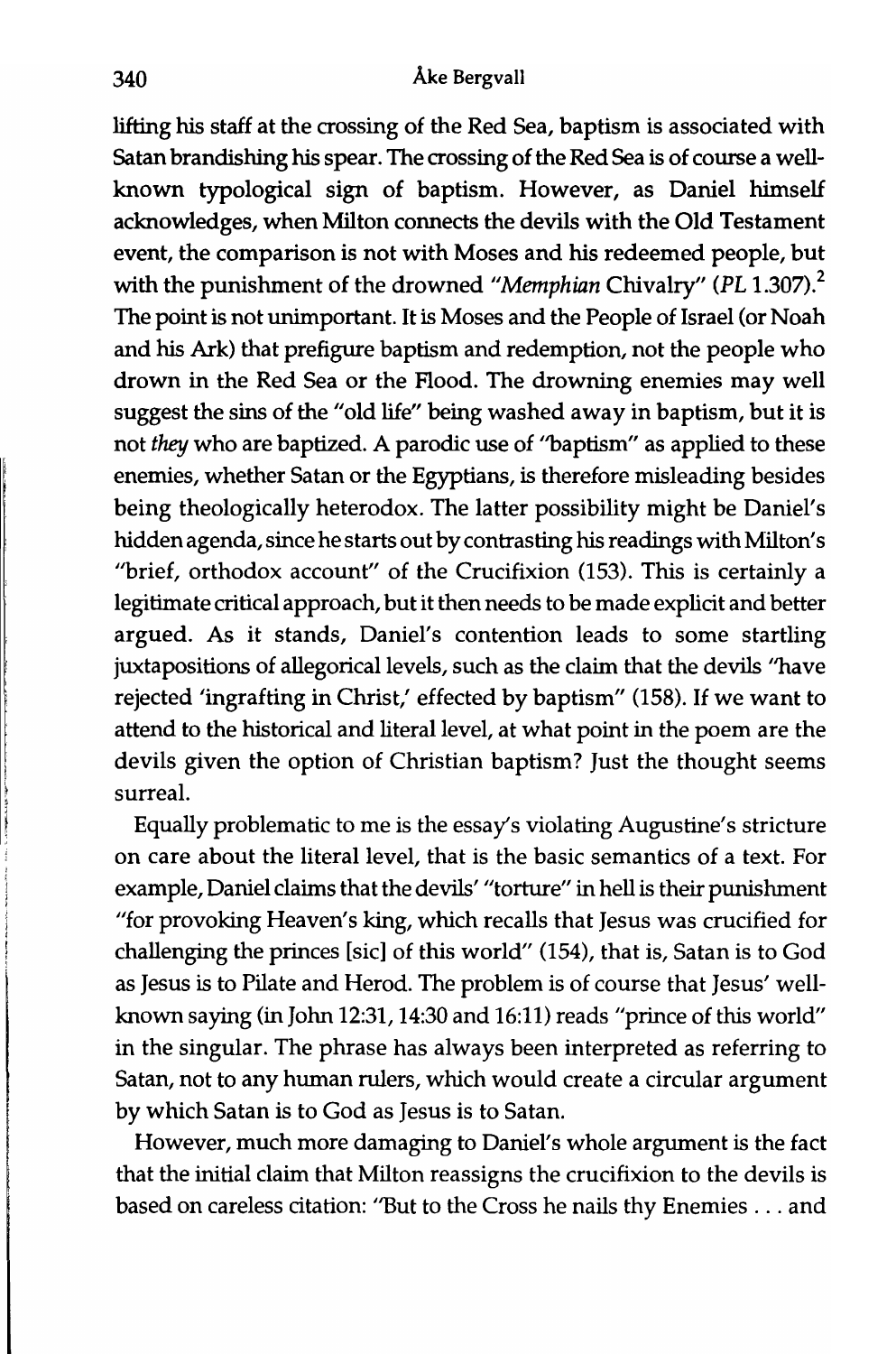lifting his staff at the crossing of the Red Sea, baptism is associated with Satan brandishing his spear. The crossing of the Red Sea is of course a well-known typological sign of baptism. However, as Daniel himself acknowledges, when Milton connects the devils with the Old Testament event, the comparison is not with Moses and his redeemed people, but with the punishment of the drowned "*Memphian* Chivalry" (*PL* 1.307).[2] The point is not unimportant. It is Moses and the People of Israel (or Noah and his Ark) that prefigure baptism and redemption, not the people who drown in the Red Sea or the Flood. The drowning enemies may well suggest the sins of the "old life" being washed away in baptism, but it is not *they* who are baptized. A parodic use of "baptism" as applied to these enemies, whether Satan or the Egyptians, is therefore misleading besides being theologically heterodox. The latter possibility might be Daniel's hidden agenda, since he starts out by contrasting his readings with Milton's "brief, orthodox account" of the Crucifixion (153). This is certainly a legitimate critical approach, but it then needs to be made explicit and better argued. As it stands, Daniel's contention leads to some startling juxtapositions of allegorical levels, such as the claim that the devils "have rejected 'ingrafting in Christ,' effected by baptism" (158). If we want to attend to the historical and literal level, at what point in the poem are the devils given the option of Christian baptism? Just the thought seems surreal.

Equally problematic to me is the essay's violating Augustine's stricture on care about the literal level, that is the basic semantics of a text. For example, Daniel claims that the devils' "torture" in hell is their punishment "for provoking Heaven's king, which recalls that Jesus was crucified for challenging the princes [sic] of this world" (154), that is, Satan is to God as Jesus is to Pilate and Herod. The problem is of course that Jesus' well-known saying (in John 12:31, 14:30 and 16:11) reads "prince of this world" in the singular. The phrase has always been interpreted as referring to Satan, not to any human rulers, which would create a circular argument by which Satan is to God as Jesus is to Satan.

However, much more damaging to Daniel's whole argument is the fact that the initial claim that Milton reassigns the crucifixion to the devils is based on careless citation: "But to the Cross he nails thy Enemies . . . and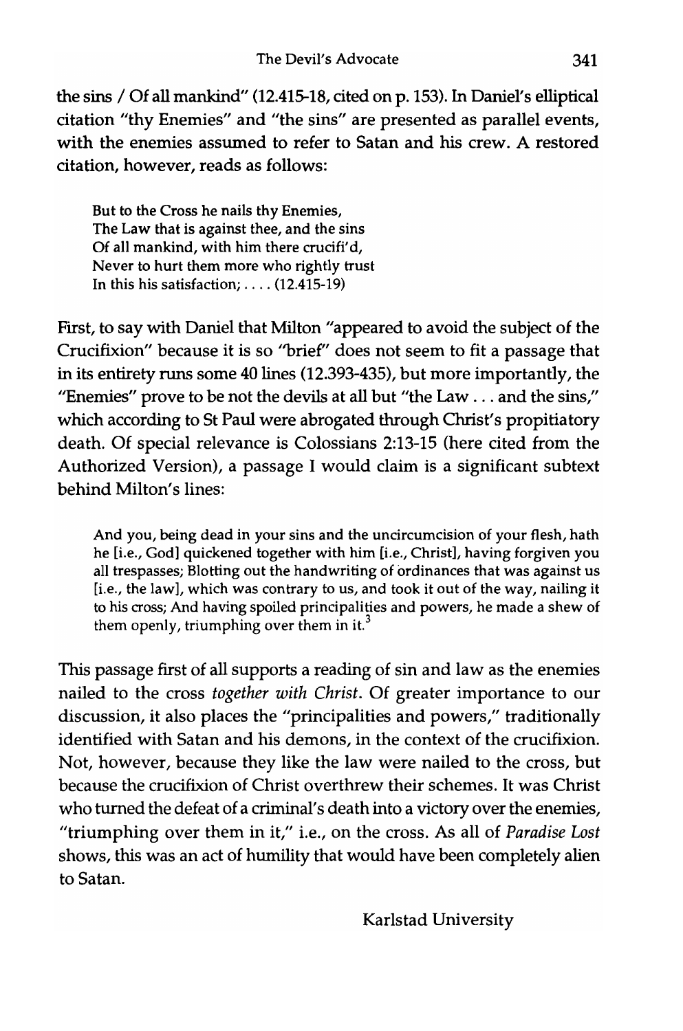the sins / Of all mankind" (12.415-18, cited on p. 153). In Daniel's elliptical citation "thy Enemies" and "the sins" are presented as parallel events, with the enemies assumed to refer to Satan and his crew. A restored citation, however, reads as follows:

> But to the Cross he nails thy Enemies,
> The Law that is against thee, and the sins
> Of all mankind, with him there crucifi'd,
> Never to hurt them more who rightly trust
> In this his satisfaction; . . . . (12.415-19)

First, to say with Daniel that Milton "appeared to avoid the subject of the Crucifixion" because it is so "brief" does not seem to fit a passage that in its entirety runs some 40 lines (12.393-435), but more importantly, the "Enemies" prove to be not the devils at all but "the Law . . . and the sins," which according to St Paul were abrogated through Christ's propitiatory death. Of special relevance is Colossians 2:13-15 (here cited from the Authorized Version), a passage I would claim is a significant subtext behind Milton's lines:

> And you, being dead in your sins and the uncircumcision of your flesh, hath he [i.e., God] quickened together with him [i.e., Christ], having forgiven you all trespasses; Blotting out the handwriting of ordinances that was against us [i.e., the law], which was contrary to us, and took it out of the way, nailing it to his cross; And having spoiled principalities and powers, he made a shew of them openly, triumphing over them in it.[3]

This passage first of all supports a reading of sin and law as the enemies nailed to the cross *together with Christ*. Of greater importance to our discussion, it also places the "principalities and powers," traditionally identified with Satan and his demons, in the context of the crucifixion. Not, however, because they like the law were nailed to the cross, but because the crucifixion of Christ overthrew their schemes. It was Christ who turned the defeat of a criminal's death into a victory over the enemies, "triumphing over them in it," i.e., on the cross. As all of *Paradise Lost* shows, this was an act of humility that would have been completely alien to Satan.

Karlstad University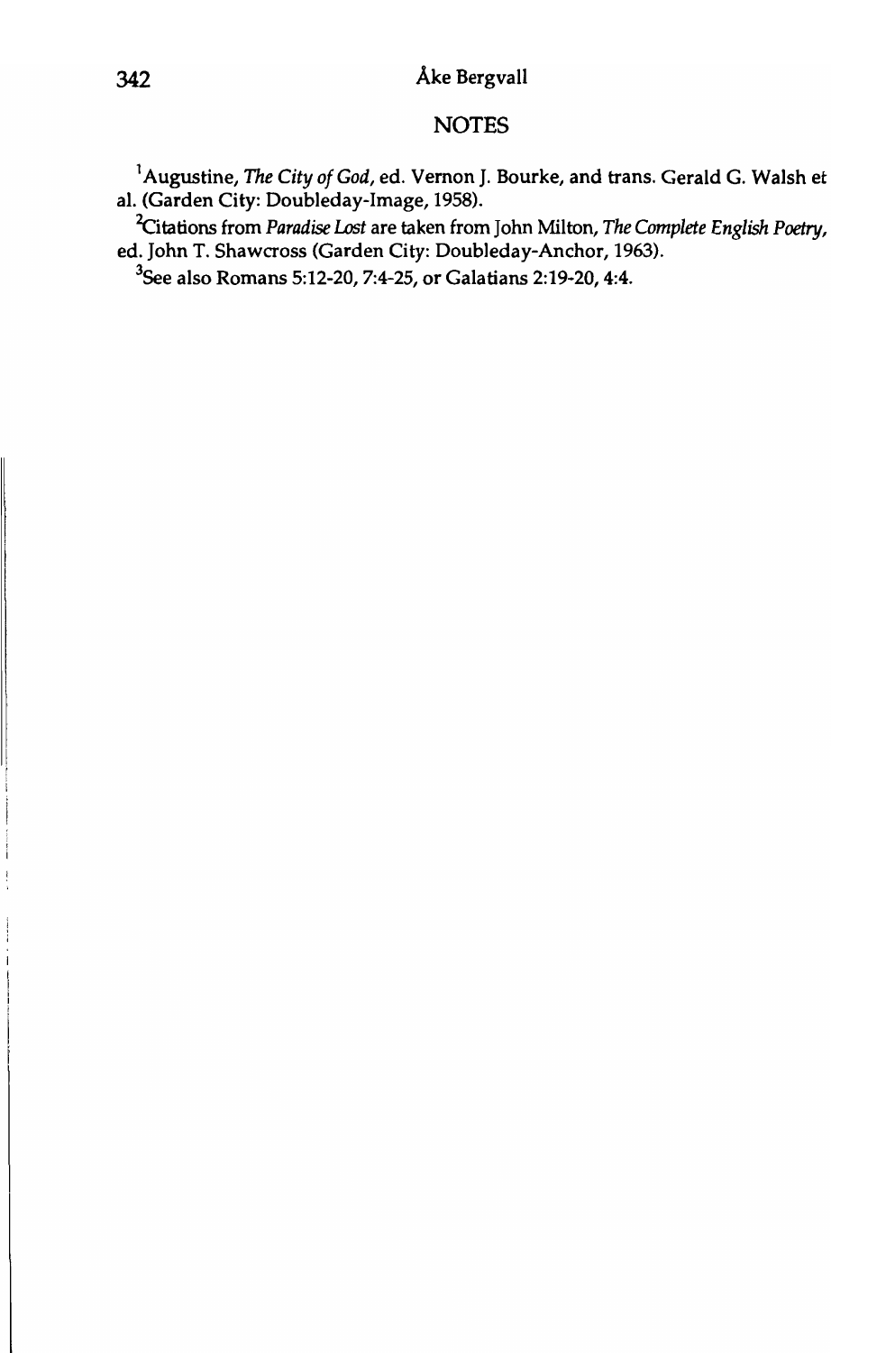## NOTES

[1]Augustine, *The City of God*, ed. Vernon J. Bourke, and trans. Gerald G. Walsh et al. (Garden City: Doubleday-Image, 1958).

[2]Citations from *Paradise Lost* are taken from John Milton, *The Complete English Poetry*, ed. John T. Shawcross (Garden City: Doubleday-Anchor, 1963).

[3]See also Romans 5:12-20, 7:4-25, or Galatians 2:19-20, 4:4.